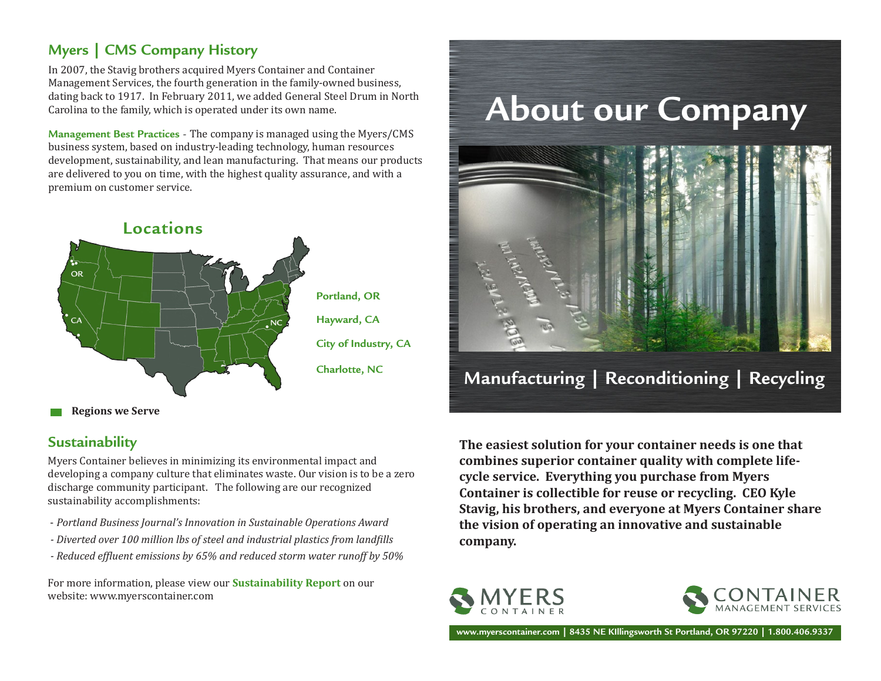## Myers | CMS Company History

In 2007, the Stavig brothers acquired Myers Container and Container Management Services, the fourth generation in the family-owned business, dating back to 1917. In February 2011, we added General Steel Drum in North Carolina to the family, which is operated under its own name.

**Management Best Practices** - The company is managed using the Myers/CMS business system, based on industry-leading technology, human resources development, sustainability, and lean manufacturing. That means our products are delivered to you on time, with the highest quality assurance, and with a premium on customer service.

## Locations

- Portland, OR
- Hayward, CA
- City of Industry, CA
- Charlotte, NC

**Regions we Serve**

## Sustainability

Myers Container believes in minimizing its environmental impact and developing a company culture that eliminates waste. Our vision is to be a zero discharge community participant. The following are our recognized sustainability accomplishments:

- *Portland Business Journal's Innovation in Sustainable Operations Award*
- *Diverted over 100 million lbs of steel and industrial plastics from landfills*
- *Reduced effluent emissions by 65% and reduced storm water runoff by 50%*

For more information, please view our **Sustainability Report** on our website: www.myerscontainer.com

# About our Company

## Manufacturing | Reconditioning | Recycling

**The easiest solution for your container needs is one that combines superior container quality with complete life-cycle service. Everything you purchase from Myers Container is collectible for reuse or recycling. CEO Kyle Stavig, his brothers, and everyone at Myers Container share the vision of operating an innovative and sustainable company.**

MYERS CONTAINER

CONTAINER MANAGEMENT SERVICES

www.myerscontainer.com | 8435 NE KIllingsworth St Portland, OR 97220 | 1.800.406.9337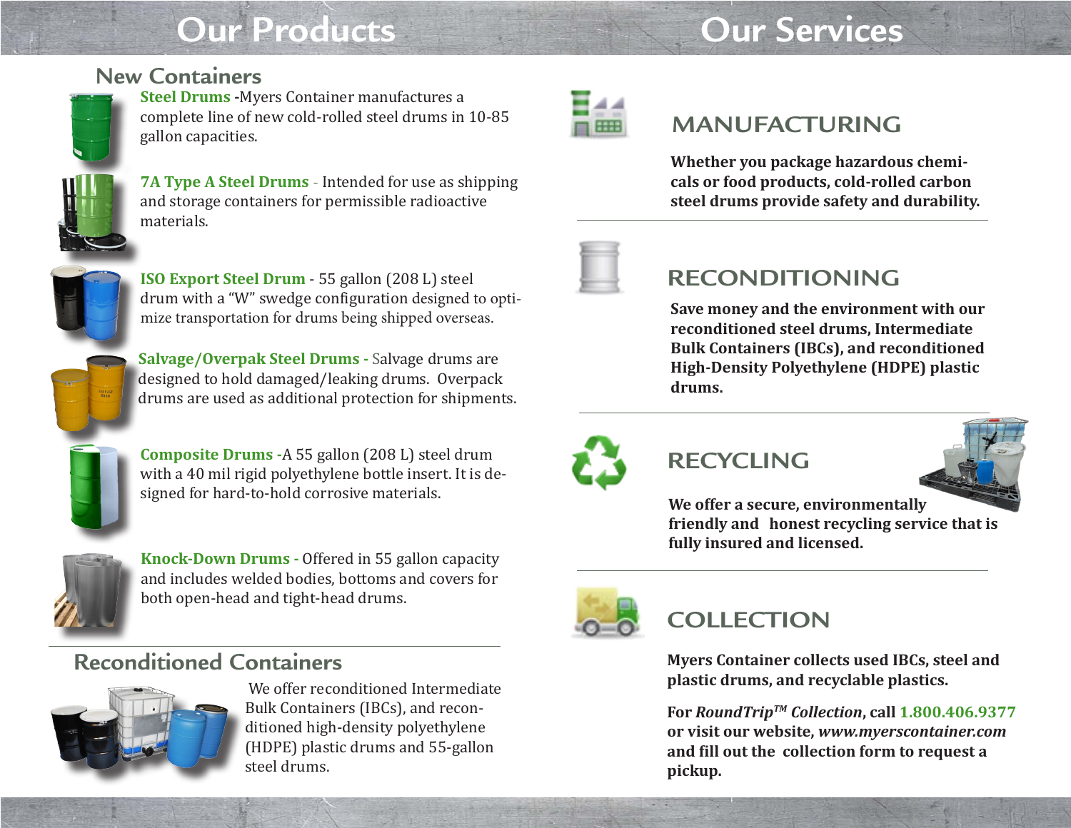# Our Products

## New Containers

**Steel Drums** **-**Myers Container manufactures a complete line of new cold-rolled steel drums in 10-85 gallon capacities.

**7A Type A Steel Drums** - Intended for use as shipping and storage containers for permissible radioactive materials.

**ISO Export Steel Drum** - 55 gallon (208 L) steel drum with a "W" swedge configuration designed to optimize transportation for drums being shipped overseas.

**Salvage/Overpak Steel Drums -** Salvage drums are designed to hold damaged/leaking drums. Overpack drums are used as additional protection for shipments.

**Composite Drums** -A 55 gallon (208 L) steel drum with a 40 mil rigid polyethylene bottle insert. It is designed for hard-to-hold corrosive materials.

**Knock-Down Drums -** Offered in 55 gallon capacity and includes welded bodies, bottoms and covers for both open-head and tight-head drums.

## Reconditioned Containers

We offer reconditioned Intermediate Bulk Containers (IBCs), and reconditioned high-density polyethylene (HDPE) plastic drums and 55-gallon steel drums.

# Our Services

## MANUFACTURING

**Whether you package hazardous chemicals or food products, cold-rolled carbon steel drums provide safety and durability.**

## RECONDITIONING

**Save money and the environment with our reconditioned steel drums, Intermediate Bulk Containers (IBCs), and reconditioned High-Density Polyethylene (HDPE) plastic drums.**

## RECYCLING

**We offer a secure, environmentally friendly and honest recycling service that is fully insured and licensed.**

## COLLECTION

**Myers Container collects used IBCs, steel and plastic drums, and recyclable plastics.**

**For *RoundTrip™ Collection*, call 1.800.406.9377 or visit our website, *www.myerscontainer.com* and fill out the collection form to request a pickup.**